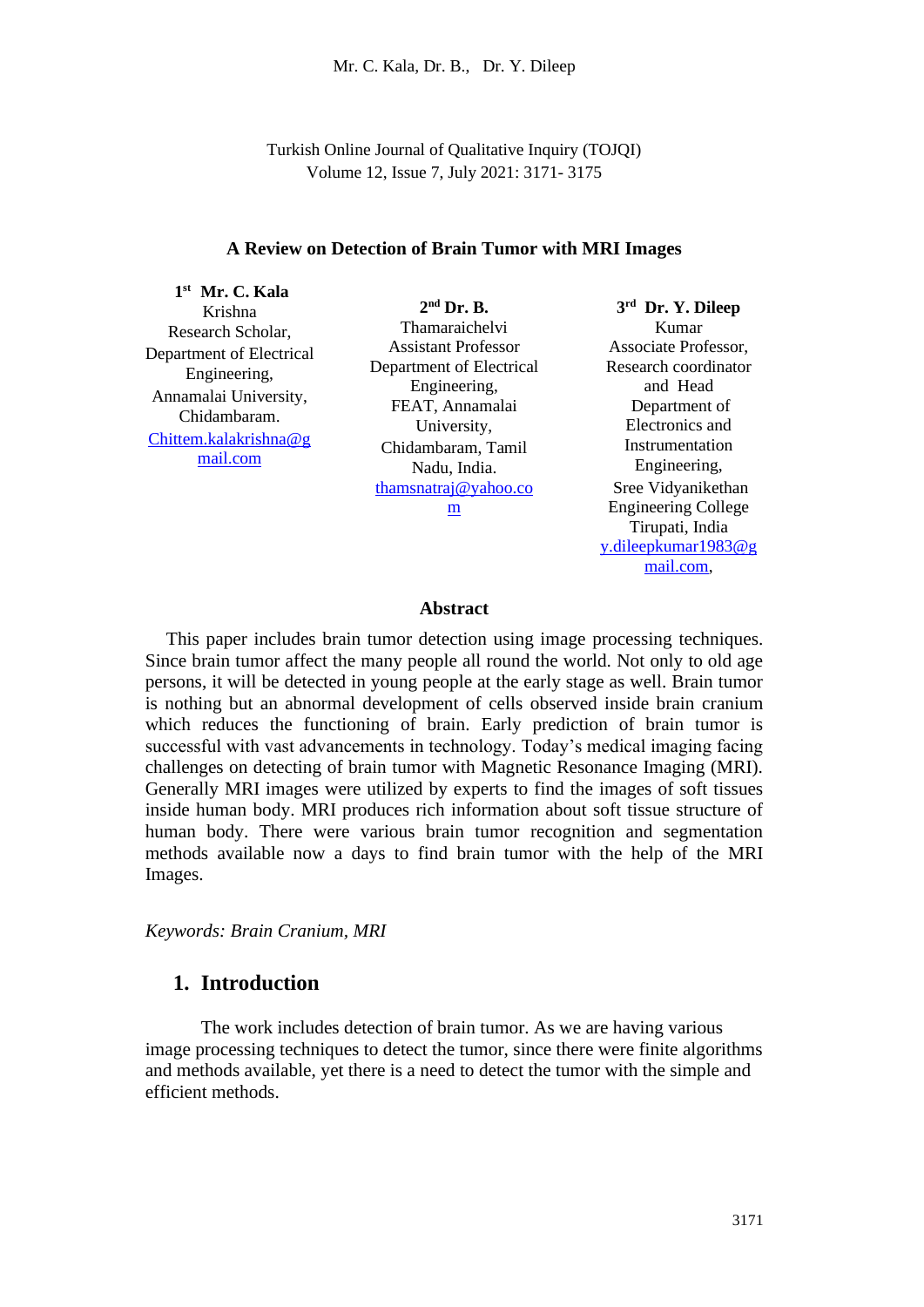# A Review on Detection of Brain Tumor with MRI Images

**1st Mr. C. Kala Krishna**
Research Scholar,
Department of Electrical Engineering,
Annamalai University,
Chidambaram.
Chittem.kalakrishna@gmail.com

**2nd Dr. B. Thamaraichelvi**
Assistant Professor
Department of Electrical Engineering,
FEAT, Annamalai University,
Chidambaram, Tamil Nadu, India.
thamsnatraj@yahoo.com

**3rd Dr. Y. Dileep Kumar**
Associate Professor,
Research coordinator and Head
Department of Electronics and Instrumentation Engineering,
Sree Vidyanikethan Engineering College
Tirupati, India
y.dileepkumar1983@gmail.com,

### Abstract

This paper includes brain tumor detection using image processing techniques. Since brain tumor affect the many people all round the world. Not only to old age persons, it will be detected in young people at the early stage as well. Brain tumor is nothing but an abnormal development of cells observed inside brain cranium which reduces the functioning of brain. Early prediction of brain tumor is successful with vast advancements in technology. Today's medical imaging facing challenges on detecting of brain tumor with Magnetic Resonance Imaging (MRI). Generally MRI images were utilized by experts to find the images of soft tissues inside human body. MRI produces rich information about soft tissue structure of human body. There were various brain tumor recognition and segmentation methods available now a days to find brain tumor with the help of the MRI Images.

*Keywords: Brain Cranium, MRI*

## 1. Introduction

The work includes detection of brain tumor. As we are having various image processing techniques to detect the tumor, since there were finite algorithms and methods available, yet there is a need to detect the tumor with the simple and efficient methods.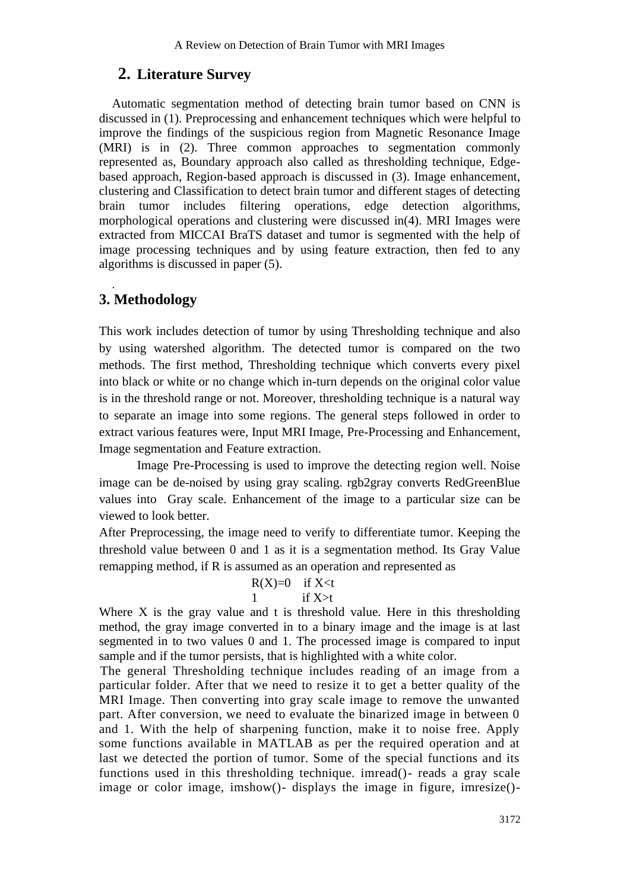## 2. Literature Survey

Automatic segmentation method of detecting brain tumor based on CNN is discussed in (1). Preprocessing and enhancement techniques which were helpful to improve the findings of the suspicious region from Magnetic Resonance Image (MRI) is in (2). Three common approaches to segmentation commonly represented as, Boundary approach also called as thresholding technique, Edge-based approach, Region-based approach is discussed in (3). Image enhancement, clustering and Classification to detect brain tumor and different stages of detecting brain tumor includes filtering operations, edge detection algorithms, morphological operations and clustering were discussed in(4). MRI Images were extracted from MICCAI BraTS dataset and tumor is segmented with the help of image processing techniques and by using feature extraction, then fed to any algorithms is discussed in paper (5).

.

## 3. Methodology

This work includes detection of tumor by using Thresholding technique and also by using watershed algorithm. The detected tumor is compared on the two methods. The first method, Thresholding technique which converts every pixel into black or white or no change which in-turn depends on the original color value is in the threshold range or not. Moreover, thresholding technique is a natural way to separate an image into some regions. The general steps followed in order to extract various features were, Input MRI Image, Pre-Processing and Enhancement, Image segmentation and Feature extraction.

Image Pre-Processing is used to improve the detecting region well. Noise image can be de-noised by using gray scaling. rgb2gray converts RedGreenBlue values into Gray scale. Enhancement of the image to a particular size can be viewed to look better.

After Preprocessing, the image need to verify to differentiate tumor. Keeping the threshold value between 0 and 1 as it is a segmentation method. Its Gray Value remapping method, if R is assumed as an operation and represented as

$$R(X)=0 \quad \text{if } X<t$$
$$1 \quad \text{if } X>t$$

Where X is the gray value and t is threshold value. Here in this thresholding method, the gray image converted in to a binary image and the image is at last segmented in to two values 0 and 1. The processed image is compared to input sample and if the tumor persists, that is highlighted with a white color.

The general Thresholding technique includes reading of an image from a particular folder. After that we need to resize it to get a better quality of the MRI Image. Then converting into gray scale image to remove the unwanted part. After conversion, we need to evaluate the binarized image in between 0 and 1. With the help of sharpening function, make it to noise free. Apply some functions available in MATLAB as per the required operation and at last we detected the portion of tumor. Some of the special functions and its functions used in this thresholding technique. imread()- reads a gray scale image or color image, imshow()- displays the image in figure, imresize()-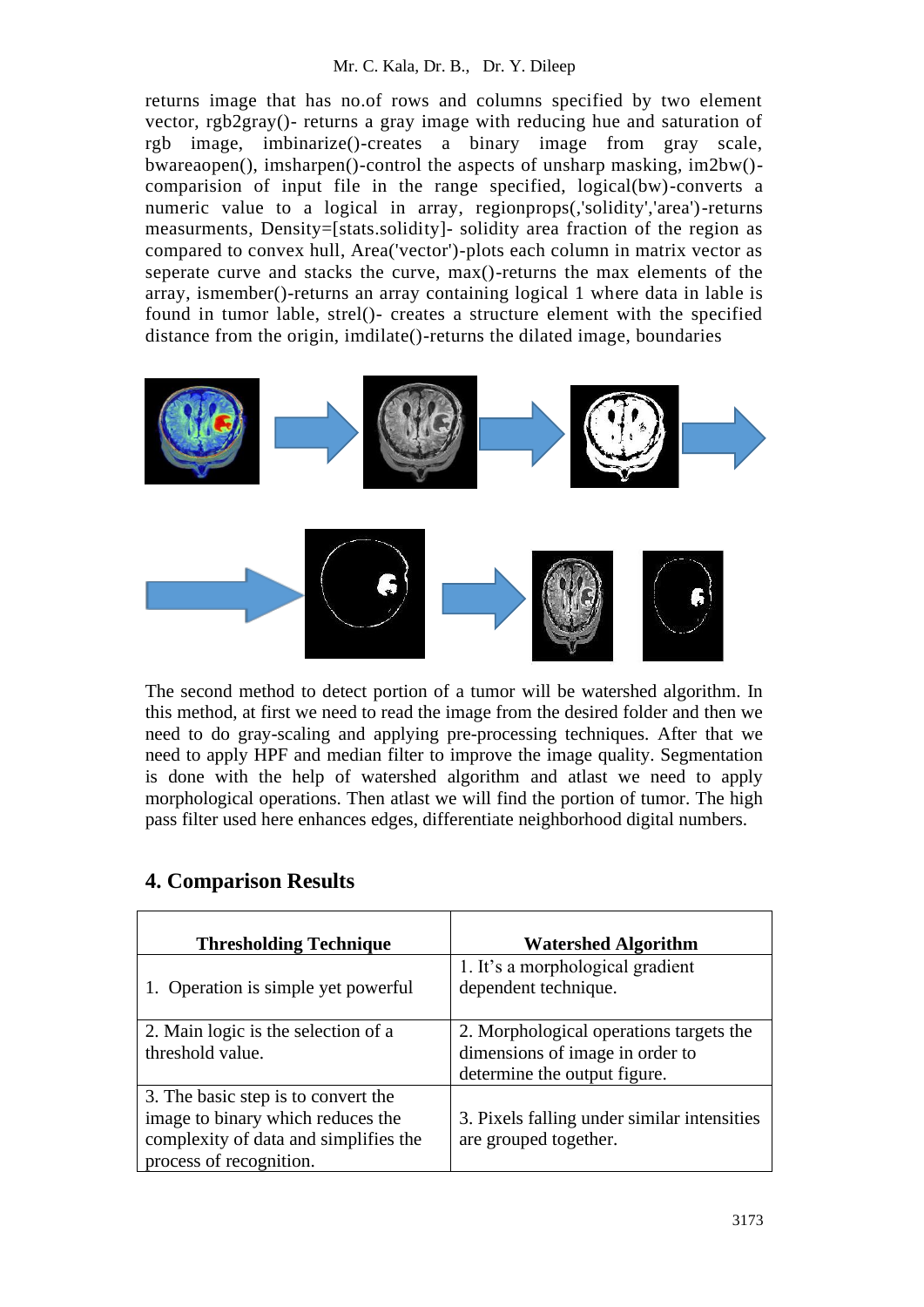returns image that has no.of rows and columns specified by two element vector, rgb2gray()- returns a gray image with reducing hue and saturation of rgb image, imbinarize()-creates a binary image from gray scale, bwareaopen(), imsharpen()-control the aspects of unsharp masking, im2bw()-comparision of input file in the range specified, logical(bw)-converts a numeric value to a logical in array, regionprops(,'solidity','area')-returns measurments, Density=[stats.solidity]- solidity area fraction of the region as compared to convex hull, Area('vector')-plots each column in matrix vector as seperate curve and stacks the curve, max()-returns the max elements of the array, ismember()-returns an array containing logical 1 where data in lable is found in tumor lable, strel()- creates a structure element with the specified distance from the origin, imdilate()-returns the dilated image, boundaries

The second method to detect portion of a tumor will be watershed algorithm. In this method, at first we need to read the image from the desired folder and then we need to do gray-scaling and applying pre-processing techniques. After that we need to apply HPF and median filter to improve the image quality. Segmentation is done with the help of watershed algorithm and atlast we need to apply morphological operations. Then atlast we will find the portion of tumor. The high pass filter used here enhances edges, differentiate neighborhood digital numbers.

## 4. Comparison Results

| Thresholding Technique | Watershed Algorithm |
|---|---|
| 1. Operation is simple yet powerful | 1. It's a morphological gradient dependent technique. |
| 2. Main logic is the selection of a threshold value. | 2. Morphological operations targets the dimensions of image in order to determine the output figure. |
| 3. The basic step is to convert the image to binary which reduces the complexity of data and simplifies the process of recognition. | 3. Pixels falling under similar intensities are grouped together. |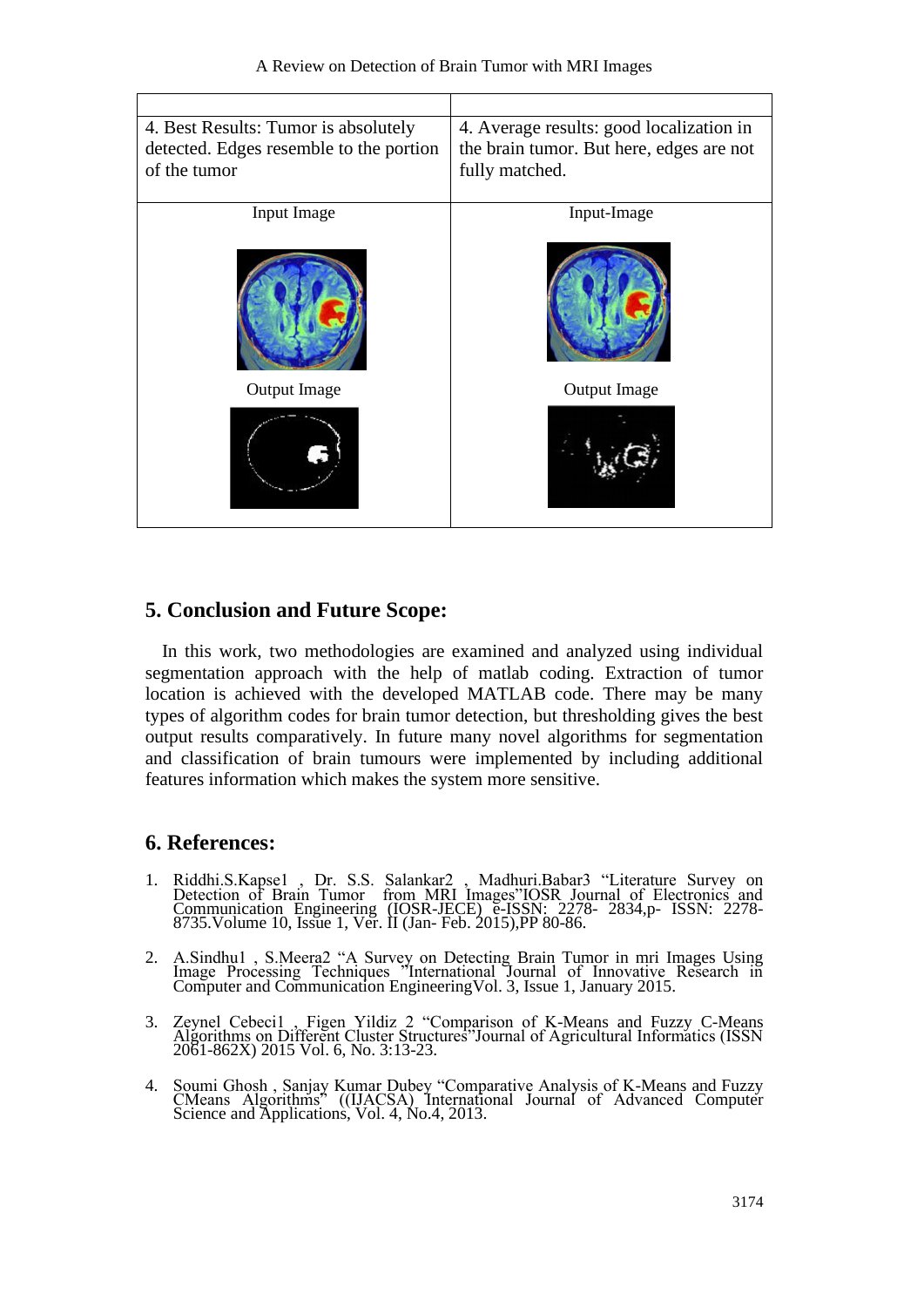| | |
|---|---|
| 4. Best Results: Tumor is absolutely detected. Edges resemble to the portion of the tumor | 4. Average results: good localization in the brain tumor. But here, edges are not fully matched. |
| Input Image<br><br>Output Image | Input-Image<br><br>Output Image |

## 5. Conclusion and Future Scope:

In this work, two methodologies are examined and analyzed using individual segmentation approach with the help of matlab coding. Extraction of tumor location is achieved with the developed MATLAB code. There may be many types of algorithm codes for brain tumor detection, but thresholding gives the best output results comparatively. In future many novel algorithms for segmentation and classification of brain tumours were implemented by including additional features information which makes the system more sensitive.

## 6. References:

1. Riddhi.S.Kapse1 , Dr. S.S. Salankar2 , Madhuri.Babar3 "Literature Survey on Detection of Brain Tumor from MRI Images"IOSR Journal of Electronics and Communication Engineering (IOSR-JECE) e-ISSN: 2278- 2834,p- ISSN: 2278-8735.Volume 10, Issue 1, Ver. II (Jan- Feb. 2015),PP 80-86.

2. A.Sindhu1 , S.Meera2 "A Survey on Detecting Brain Tumor in mri Images Using Image Processing Techniques "International Journal of Innovative Research in Computer and Communication EngineeringVol. 3, Issue 1, January 2015.

3. Zeynel Cebeci1 , Figen Yildiz 2 "Comparison of K-Means and Fuzzy C-Means Algorithms on Different Cluster Structures"Journal of Agricultural Informatics (ISSN 2061-862X) 2015 Vol. 6, No. 3:13-23.

4. Soumi Ghosh , Sanjay Kumar Dubey "Comparative Analysis of K-Means and Fuzzy CMeans Algorithms" ((IJACSA) International Journal of Advanced Computer Science and Applications, Vol. 4, No.4, 2013.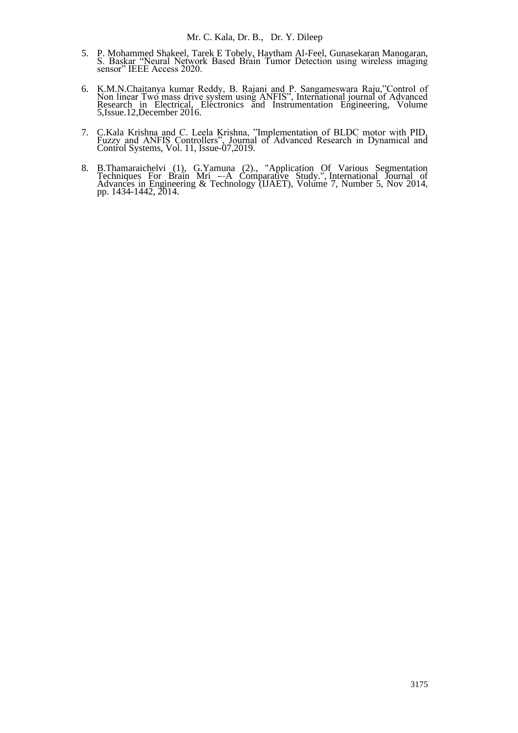5. P. Mohammed Shakeel, Tarek E Tobely, Haytham Al-Feel, Gunasekaran Manogaran, S. Baskar "Neural Network Based Brain Tumor Detection using wireless imaging sensor" IEEE Access 2020.

6. K.M.N.Chaitanya kumar Reddy, B. Rajani and P. Sangameswara Raju,"Control of Non linear Two mass drive system using ANFIS", International journal of Advanced Research in Electrical, Electronics and Instrumentation Engineering, Volume 5,Issue.12,December 2016.

7. C.Kala Krishna and C. Leela Krishna, "Implementation of BLDC motor with PID, Fuzzy and ANFIS Controllers", Journal of Advanced Research in Dynamical and Control Systems, Vol. 11, Issue-07,2019.

8. B.Thamaraichelvi (1), G.Yamuna (2)., "Application Of Various Segmentation Techniques For Brain Mri ―A Comparative Study.", International Journal of Advances in Engineering & Technology (IJAET), Volume 7, Number 5, Nov 2014, pp. 1434-1442, 2014.